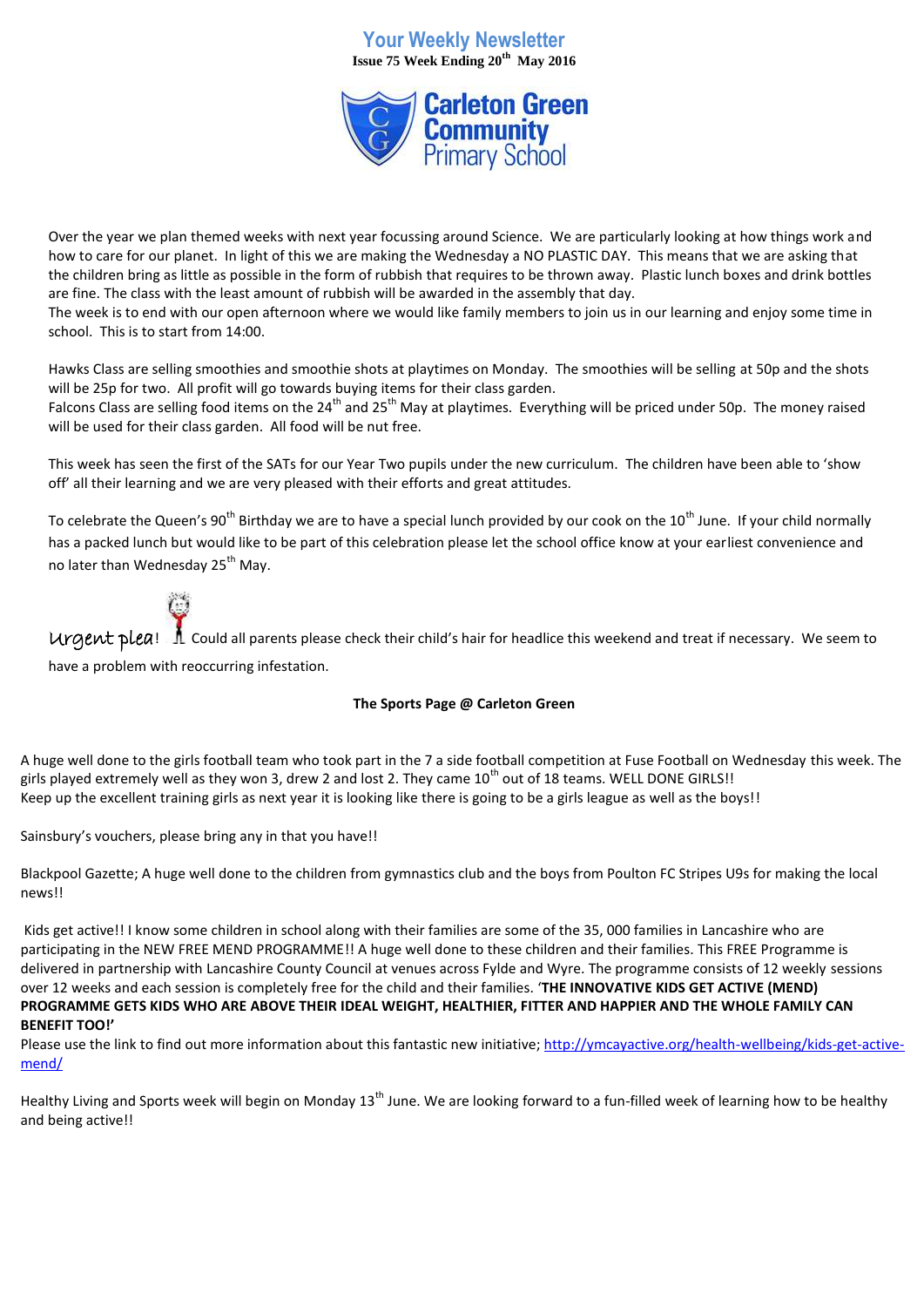# Your Weekly Newsletter

**Issue 75 Week Ending 20th May 2016**

**Carleton Green Community Primary School**

Over the year we plan themed weeks with next year focussing around Science. We are particularly looking at how things work and how to care for our planet. In light of this we are making the Wednesday a NO PLASTIC DAY. This means that we are asking that the children bring as little as possible in the form of rubbish that requires to be thrown away. Plastic lunch boxes and drink bottles are fine. The class with the least amount of rubbish will be awarded in the assembly that day.
The week is to end with our open afternoon where we would like family members to join us in our learning and enjoy some time in school. This is to start from 14:00.

Hawks Class are selling smoothies and smoothie shots at playtimes on Monday. The smoothies will be selling at 50p and the shots will be 25p for two. All profit will go towards buying items for their class garden.
Falcons Class are selling food items on the 24th and 25th May at playtimes. Everything will be priced under 50p. The money raised will be used for their class garden. All food will be nut free.

This week has seen the first of the SATs for our Year Two pupils under the new curriculum. The children have been able to 'show off' all their learning and we are very pleased with their efforts and great attitudes.

To celebrate the Queen's 90th Birthday we are to have a special lunch provided by our cook on the 10th June. If your child normally has a packed lunch but would like to be part of this celebration please let the school office know at your earliest convenience and no later than Wednesday 25th May.

Urgent plea! Could all parents please check their child's hair for headlice this weekend and treat if necessary. We seem to have a problem with reoccurring infestation.

**The Sports Page @ Carleton Green**

A huge well done to the girls football team who took part in the 7 a side football competition at Fuse Football on Wednesday this week. The girls played extremely well as they won 3, drew 2 and lost 2. They came 10th out of 18 teams. WELL DONE GIRLS!!
Keep up the excellent training girls as next year it is looking like there is going to be a girls league as well as the boys!!

Sainsbury's vouchers, please bring any in that you have!!

Blackpool Gazette; A huge well done to the children from gymnastics club and the boys from Poulton FC Stripes U9s for making the local news!!

Kids get active!! I know some children in school along with their families are some of the 35, 000 families in Lancashire who are participating in the NEW FREE MEND PROGRAMME!! A huge well done to these children and their families. This FREE Programme is delivered in partnership with Lancashire County Council at venues across Fylde and Wyre. The programme consists of 12 weekly sessions over 12 weeks and each session is completely free for the child and their families. '**THE INNOVATIVE KIDS GET ACTIVE (MEND) PROGRAMME GETS KIDS WHO ARE ABOVE THEIR IDEAL WEIGHT, HEALTHIER, FITTER AND HAPPIER AND THE WHOLE FAMILY CAN BENEFIT TOO!'**
Please use the link to find out more information about this fantastic new initiative; [http://ymcayactive.org/health-wellbeing/kids-get-active-mend/](http://ymcayactive.org/health-wellbeing/kids-get-active-mend/)

Healthy Living and Sports week will begin on Monday 13th June. We are looking forward to a fun-filled week of learning how to be healthy and being active!!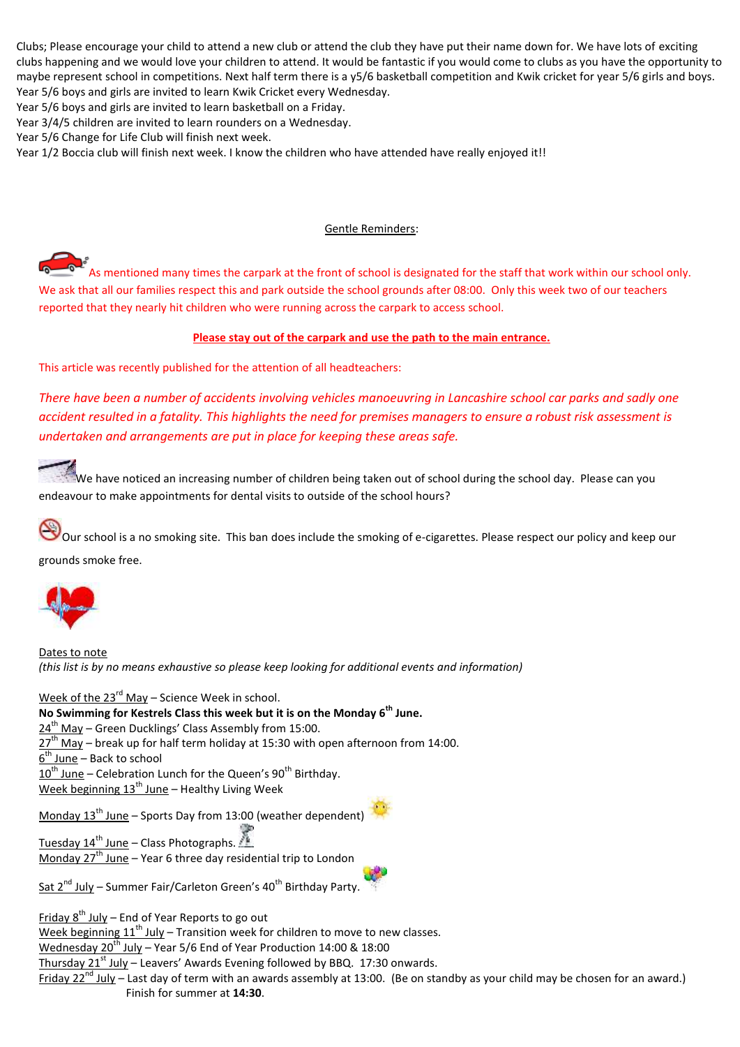Clubs; Please encourage your child to attend a new club or attend the club they have put their name down for. We have lots of exciting clubs happening and we would love your children to attend. It would be fantastic if you would come to clubs as you have the opportunity to maybe represent school in competitions. Next half term there is a y5/6 basketball competition and Kwik cricket for year 5/6 girls and boys.
Year 5/6 boys and girls are invited to learn Kwik Cricket every Wednesday.
Year 5/6 boys and girls are invited to learn basketball on a Friday.
Year 3/4/5 children are invited to learn rounders on a Wednesday.
Year 5/6 Change for Life Club will finish next week.
Year 1/2 Boccia club will finish next week. I know the children who have attended have really enjoyed it!!

## Gentle Reminders:

As mentioned many times the carpark at the front of school is designated for the staff that work within our school only. We ask that all our families respect this and park outside the school grounds after 08:00. Only this week two of our teachers reported that they nearly hit children who were running across the carpark to access school.

**Please stay out of the carpark and use the path to the main entrance.**

This article was recently published for the attention of all headteachers:

*There have been a number of accidents involving vehicles manoeuvring in Lancashire school car parks and sadly one accident resulted in a fatality. This highlights the need for premises managers to ensure a robust risk assessment is undertaken and arrangements are put in place for keeping these areas safe.*

We have noticed an increasing number of children being taken out of school during the school day. Please can you endeavour to make appointments for dental visits to outside of the school hours?

Our school is a no smoking site. This ban does include the smoking of e-cigarettes. Please respect our policy and keep our grounds smoke free.

Dates to note
*(this list is by no means exhaustive so please keep looking for additional events and information)*

Week of the 23rd May – Science Week in school.
**No Swimming for Kestrels Class this week but it is on the Monday 6th June.**
24th May – Green Ducklings' Class Assembly from 15:00.
27th May – break up for half term holiday at 15:30 with open afternoon from 14:00.
6th June – Back to school
10th June – Celebration Lunch for the Queen's 90th Birthday.
Week beginning 13th June – Healthy Living Week

Monday 13th June – Sports Day from 13:00 (weather dependent)

Tuesday 14th June – Class Photographs.
Monday 27th June – Year 6 three day residential trip to London

Sat 2nd July – Summer Fair/Carleton Green's 40th Birthday Party.

Friday 8th July – End of Year Reports to go out
Week beginning 11th July – Transition week for children to move to new classes.
Wednesday 20th July – Year 5/6 End of Year Production 14:00 & 18:00
Thursday 21st July – Leavers' Awards Evening followed by BBQ. 17:30 onwards.
Friday 22nd July – Last day of term with an awards assembly at 13:00. (Be on standby as your child may be chosen for an award.)
Finish for summer at **14:30**.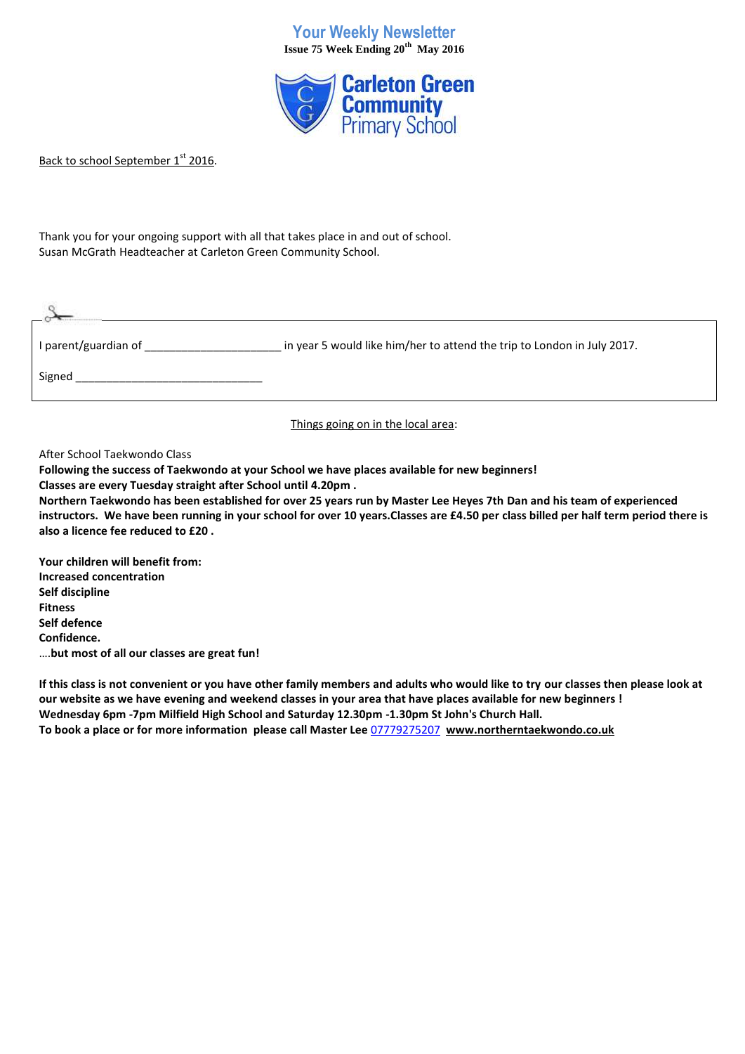# Your Weekly Newsletter

**Issue 75 Week Ending 20th May 2016**

**Carleton Green Community Primary School**

Back to school September 1st 2016.

Thank you for your ongoing support with all that takes place in and out of school.
Susan McGrath Headteacher at Carleton Green Community School.

I parent/guardian of ______________________ in year 5 would like him/her to attend the trip to London in July 2017.

Signed ______________________________

Things going on in the local area:

After School Taekwondo Class

**Following the success of Taekwondo at your School we have places available for new beginners!**
**Classes are every Tuesday straight after School until 4.20pm .**
**Northern Taekwondo has been established for over 25 years run by Master Lee Heyes 7th Dan and his team of experienced instructors. We have been running in your school for over 10 years.Classes are £4.50 per class billed per half term period there is also a licence fee reduced to £20 .**

**Your children will benefit from:**
**Increased concentration**
**Self discipline**
**Fitness**
**Self defence**
**Confidence.**
….**but most of all our classes are great fun!**

**If this class is not convenient or you have other family members and adults who would like to try our classes then please look at our website as we have evening and weekend classes in your area that have places available for new beginners !**
**Wednesday 6pm -7pm Milfield High School and Saturday 12.30pm -1.30pm St John's Church Hall.**
**To book a place or for more information please call Master Lee** 07779275207 **www.northerntaekwondo.co.uk**